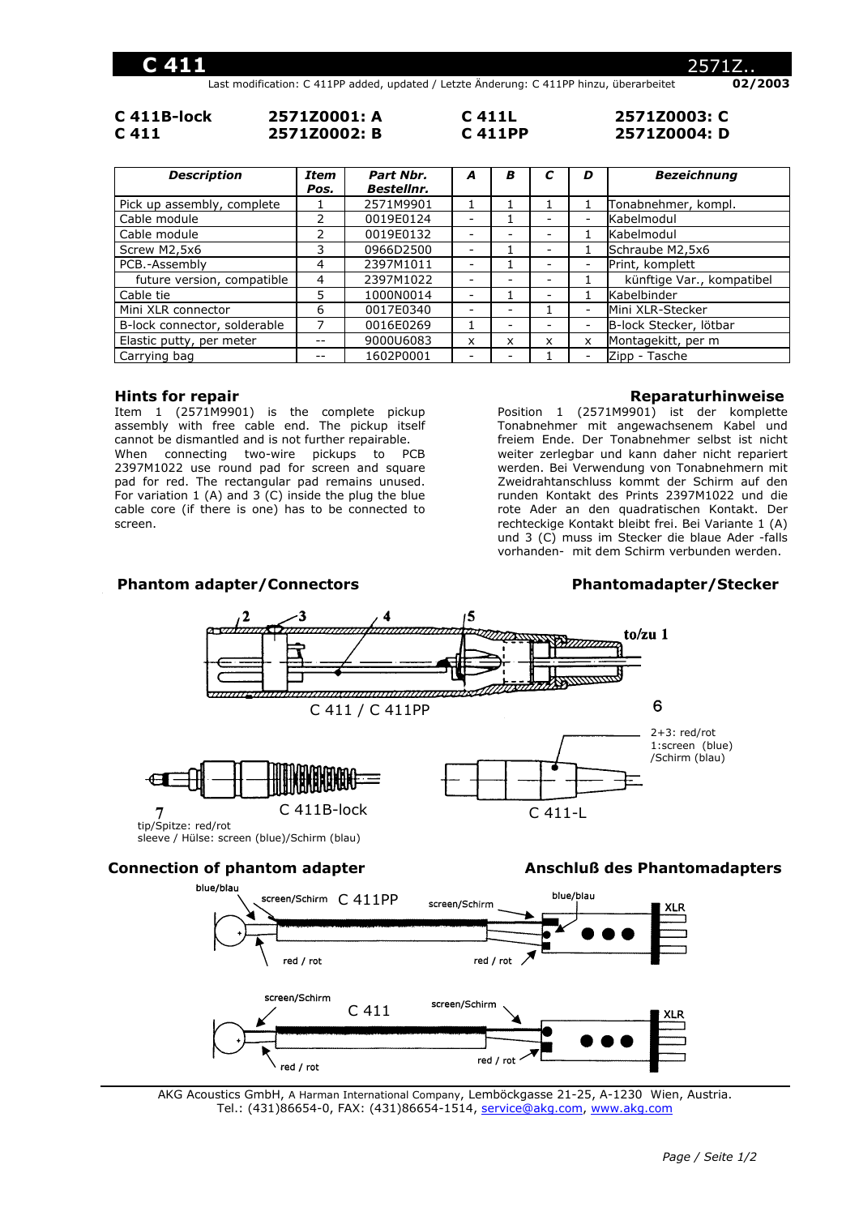# C 411

2571Z..

Last modification: C 411PP added, updated / Letzte Änderung: C 411PP hinzu, überarbeitet **02/2003**

| | | | |
|---|---|---|---|
| **C 411B-lock** | **2571Z0001: A** | **C 411L** | **2571Z0003: C** |
| **C 411** | **2571Z0002: B** | **C 411PP** | **2571Z0004: D** |

| *Description* | *Item Pos.* | *Part Nbr. Bestellnr.* | *A* | *B* | *C* | *D* | *Bezeichnung* |
|---|---|---|---|---|---|---|---|
| Pick up assembly, complete | 1 | 2571M9901 | 1 | 1 | 1 | 1 | Tonabnehmer, kompl. |
| Cable module | 2 | 0019E0124 | - | 1 | - | - | Kabelmodul |
| Cable module | 2 | 0019E0132 | - | - | - | 1 | Kabelmodul |
| Screw M2,5x6 | 3 | 0966D2500 | - | 1 | - | 1 | Schraube M2,5x6 |
| PCB.-Assembly | 4 | 2397M1011 | - | 1 | - | - | Print, komplett |
| future version, compatible | 4 | 2397M1022 | - | - | - | 1 | künftige Var., kompatibel |
| Cable tie | 5 | 1000N0014 | - | 1 | - | 1 | Kabelbinder |
| Mini XLR connector | 6 | 0017E0340 | - | - | 1 | - | Mini XLR-Stecker |
| B-lock connector, solderable | 7 | 0016E0269 | 1 | - | - | - | B-lock Stecker, lötbar |
| Elastic putty, per meter | -- | 9000U6083 | x | x | x | x | Montagekitt, per m |
| Carrying bag | -- | 1602P0001 | - | - | 1 | - | Zipp - Tasche |

## Hints for repair

Item 1 (2571M9901) is the complete pickup assembly with free cable end. The pickup itself cannot be dismantled and is not further repairable.
When connecting two-wire pickups to PCB 2397M1022 use round pad for screen and square pad for red. The rectangular pad remains unused.
For variation 1 (A) and 3 (C) inside the plug the blue cable core (if there is one) has to be connected to screen.

## Reparaturhinweise

Position 1 (2571M9901) ist der komplette Tonabnehmer mit angewachsenem Kabel und freiem Ende. Der Tonabnehmer selbst ist nicht weiter zerlegbar und kann daher nicht repariert werden. Bei Verwendung von Tonabnehmern mit Zweidrahtanschluss kommt der Schirm auf den runden Kontakt des Prints 2397M1022 und die rote Ader an den quadratischen Kontakt. Der rechteckige Kontakt bleibt frei. Bei Variante 1 (A) und 3 (C) muss im Stecker die blaue Ader -falls vorhanden- mit dem Schirm verbunden werden.

## Phantom adapter/Connectors — Phantomadapter/Stecker

2 3 4 5 to/zu 1

C 411 / C 411PP

6

2+3: red/rot
1:screen (blue) /Schirm (blau)

7

C 411B-lock

C 411-L

tip/Spitze: red/rot
sleeve / Hülse: screen (blue)/Schirm (blau)

## Connection of phantom adapter — Anschluß des Phantomadapters

C 411PP: blue/blau, screen/Schirm, red / rot, screen/Schirm, blue/blau, red / rot, XLR

C 411: screen/Schirm, red / rot, screen/Schirm, red / rot, XLR

AKG Acoustics GmbH, A Harman International Company, Lemböckgasse 21-25, A-1230 Wien, Austria.
Tel.: (431)86654-0, FAX: (431)86654-1514, service@akg.com, www.akg.com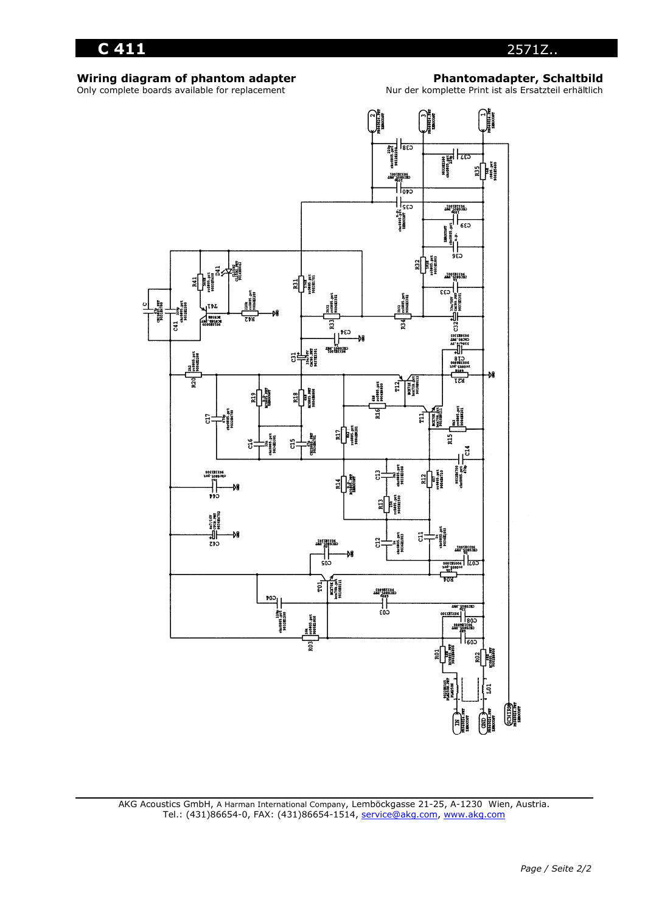# C 411

2571Z..

## Wiring diagram of phantom adapter

Only complete boards available for replacement

## Phantomadapter, Schaltbild

Nur der komplette Print ist als Ersatzteil erhältlich

AKG Acoustics GmbH, A Harman International Company, Lemböckgasse 21-25, A-1230 Wien, Austria.
Tel.: (431)86654-0, FAX: (431)86654-1514, service@akg.com, www.akg.com